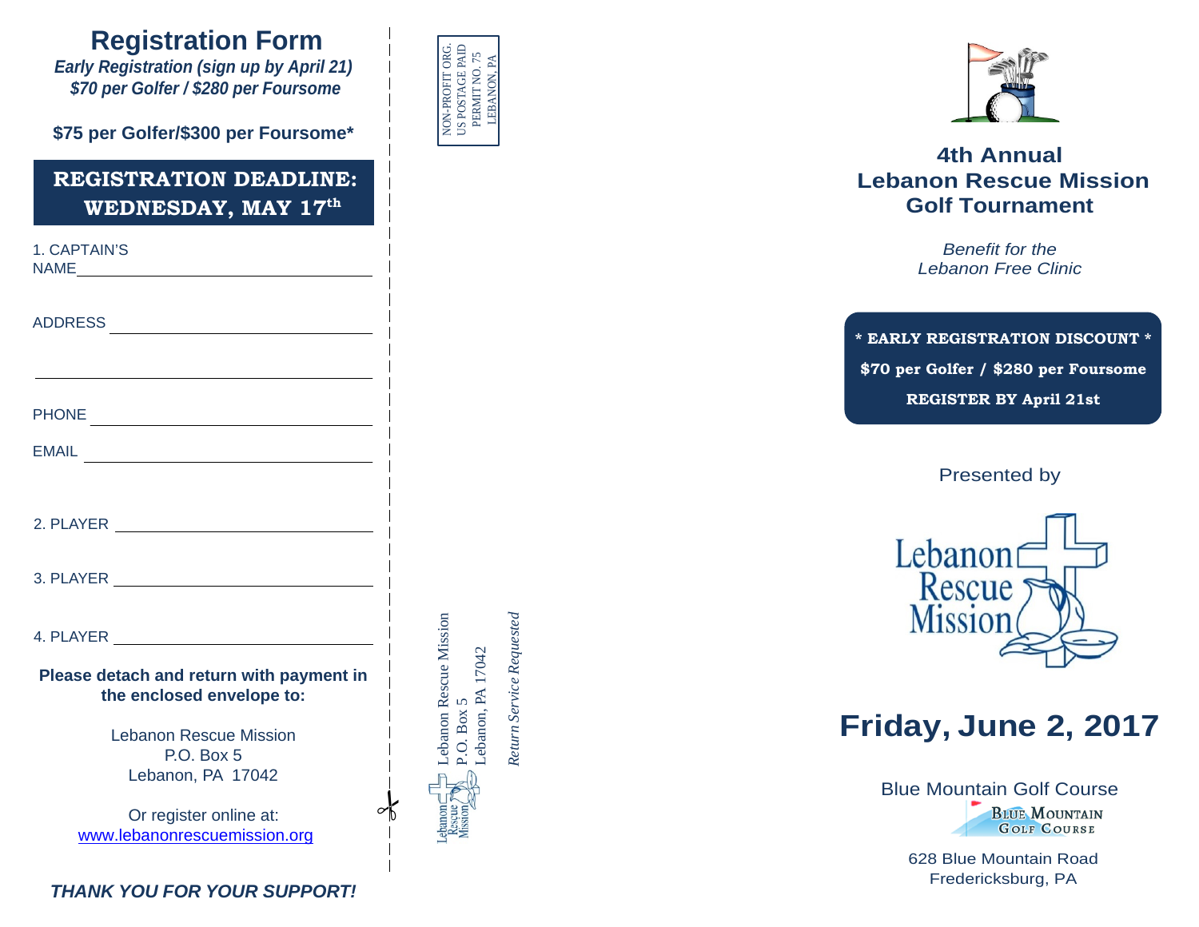# Registration Form

***Early Registration (sign up by April 21)***
***$70 per Golfer / $280 per Foursome***

**$75 per Golfer/$300 per Foursome***

**REGISTRATION DEADLINE: WEDNESDAY, MAY 17th**

1. CAPTAIN'S NAME ______________________________

ADDRESS ______________________________

______________________________

PHONE ______________________________

EMAIL ______________________________

2. PLAYER ______________________________

3. PLAYER ______________________________

4. PLAYER ______________________________

**Please detach and return with payment in the enclosed envelope to:**

Lebanon Rescue Mission
P.O. Box 5
Lebanon, PA 17042

Or register online at:
www.lebanonrescuemission.org

***THANK YOU FOR YOUR SUPPORT!***

NON-PROFIT ORG.
US POSTAGE PAID
PERMIT NO. 75
LEBANON, PA

Lebanon Rescue Mission
P.O. Box 5
Lebanon, PA 17042

*Return Service Requested*

## 4th Annual Lebanon Rescue Mission Golf Tournament

*Benefit for the Lebanon Free Clinic*

**\* EARLY REGISTRATION DISCOUNT \***
**$70 per Golfer / $280 per Foursome**
**REGISTER BY April 21st**

Presented by

Lebanon Rescue Mission

# Friday, June 2, 2017

Blue Mountain Golf Course

628 Blue Mountain Road
Fredericksburg, PA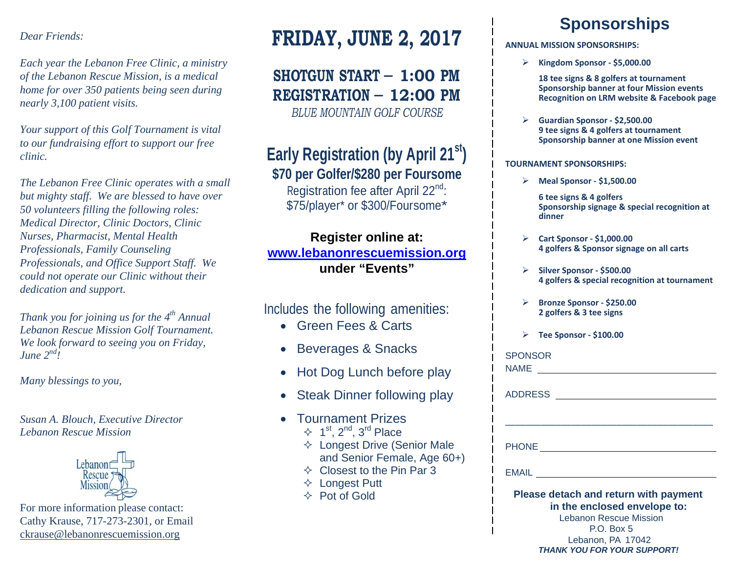*Dear Friends:*

*Each year the Lebanon Free Clinic, a ministry of the Lebanon Rescue Mission, is a medical home for over 350 patients being seen during nearly 3,100 patient visits.*

*Your support of this Golf Tournament is vital to our fundraising effort to support our free clinic.*

*The Lebanon Free Clinic operates with a small but mighty staff. We are blessed to have over 50 volunteers filling the following roles: Medical Director, Clinic Doctors, Clinic Nurses, Pharmacist, Mental Health Professionals, Family Counseling Professionals, and Office Support Staff. We could not operate our Clinic without their dedication and support.*

*Thank you for joining us for the 4th Annual Lebanon Rescue Mission Golf Tournament. We look forward to seeing you on Friday, June 2nd!*

*Many blessings to you,*

*Susan A. Blouch, Executive Director*
*Lebanon Rescue Mission*

Lebanon Rescue Mission

For more information please contact:
Cathy Krause, 717-273-2301, or Email
ckrause@lebanonrescuemission.org

# FRIDAY, JUNE 2, 2017

## SHOTGUN START – 1:00 PM
## REGISTRATION – 12:00 PM

*BLUE MOUNTAIN GOLF COURSE*

## Early Registration (by April 21st)

**$70 per Golfer/$280 per Foursome**

Registration fee after April 22nd:
$75/player* or $300/Foursome*

**Register online at:**
**www.lebanonrescuemission.org**
**under "Events"**

Includes the following amenities:

- Green Fees & Carts
- Beverages & Snacks
- Hot Dog Lunch before play
- Steak Dinner following play
- Tournament Prizes
  - 1st, 2nd, 3rd Place
  - Longest Drive (Senior Male and Senior Female, Age 60+)
  - Closest to the Pin Par 3
  - Longest Putt
  - Pot of Gold

# Sponsorships

**ANNUAL MISSION SPONSORSHIPS:**

- **Kingdom Sponsor - $5,000.00**
  **18 tee signs & 8 golfers at tournament**
  **Sponsorship banner at four Mission events**
  **Recognition on LRM website & Facebook page**
- **Guardian Sponsor - $2,500.00**
  **9 tee signs & 4 golfers at tournament**
  **Sponsorship banner at one Mission event**

**TOURNAMENT SPONSORSHIPS:**

- **Meal Sponsor - $1,500.00**
  **6 tee signs & 4 golfers**
  **Sponsorship signage & special recognition at dinner**
- **Cart Sponsor - $1,000.00**
  **4 golfers & Sponsor signage on all carts**
- **Silver Sponsor - $500.00**
  **4 golfers & special recognition at tournament**
- **Bronze Sponsor - $250.00**
  **2 golfers & 3 tee signs**
- **Tee Sponsor - $100.00**

SPONSOR NAME ______________________________

ADDRESS ______________________________

______________________________

PHONE ______________________________

EMAIL ______________________________

**Please detach and return with payment in the enclosed envelope to:**

Lebanon Rescue Mission
P.O. Box 5
Lebanon, PA 17042

***THANK YOU FOR YOUR SUPPORT!***